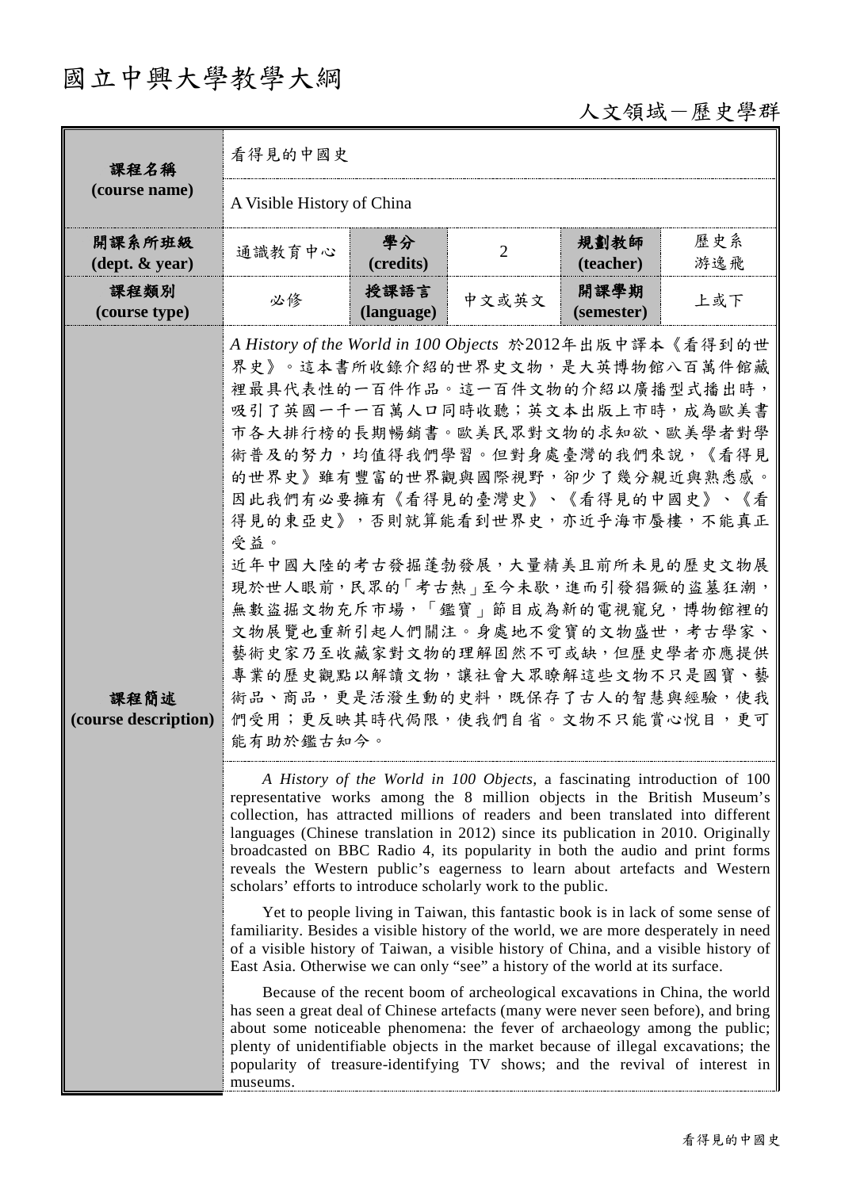# 國立中興大學教學大綱

人文領域－歷史學群

| 課程名稱 (course name) | 看得見的中國史 | | | | |
|---|---|---|---|---|---|
| | A Visible History of China | | | | |
| 開課系所班級 (dept. & year) | 通識教育中心 | 學分 (credits) | 2 | 規劃教師 (teacher) | 歷史系 游逸飛 |
| 課程類別 (course type) | 必修 | 授課語言 (language) | 中文或英文 | 開課學期 (semester) | 上或下 |
| 課程簡述 (course description) | *A History of the World in 100 Objects* 於2012年出版中譯本《看得到的世界史》。這本書所收錄介紹的世界史文物，是大英博物館八百萬件館藏裡最具代表性的一百件作品。這一百件文物的介紹以廣播型式播出時，吸引了英國一千一百萬人口同時收聽；英文本出版上市時，成為歐美書市各大排行榜的長期暢銷書。歐美民眾對文物的求知欲、歐美學者對學術普及的努力，均值得我們學習。但對身處臺灣的我們來說，《看得見的世界史》雖有豐富的世界觀與國際視野，卻少了幾分親近與熟悉感。因此我們有必要擁有《看得見的臺灣史》、《看得見的中國史》、《看得見的東亞史》，否則就算能看到世界史，亦近乎海市蜃樓，不能真正受益。<br>近年中國大陸的考古發掘蓬勃發展，大量精美且前所未見的歷史文物展現於世人眼前，民眾的「考古熱」至今未歇，進而引發猖獗的盜墓狂潮，無數盜掘文物充斥市場，「鑑寶」節目成為新的電視寵兒，博物館裡的文物展覽也重新引起人們關注。身處地不愛寶的文物盛世，考古學家、藝術史家乃至收藏家對文物的理解固然不可或缺，但歷史學者亦應提供專業的歷史觀點以解讀文物，讓社會大眾瞭解這些文物不只是國寶、藝術品、商品，更是活潑生動的史料，既保存了古人的智慧與經驗，使我們受用；更反映其時代侷限，使我們自省。文物不只能賞心悅目，更可能有助於鑑古知今。<br><br>*A History of the World in 100 Objects,* a fascinating introduction of 100 representative works among the 8 million objects in the British Museum's collection, has attracted millions of readers and been translated into different languages (Chinese translation in 2012) since its publication in 2010. Originally broadcasted on BBC Radio 4, its popularity in both the audio and print forms reveals the Western public's eagerness to learn about artefacts and Western scholars' efforts to introduce scholarly work to the public.<br><br>Yet to people living in Taiwan, this fantastic book is in lack of some sense of familiarity. Besides a visible history of the world, we are more desperately in need of a visible history of Taiwan, a visible history of China, and a visible history of East Asia. Otherwise we can only "see" a history of the world at its surface.<br><br>Because of the recent boom of archeological excavations in China, the world has seen a great deal of Chinese artefacts (many were never seen before), and bring about some noticeable phenomena: the fever of archaeology among the public; plenty of unidentifiable objects in the market because of illegal excavations; the popularity of treasure-identifying TV shows; and the revival of interest in museums. | | | | | |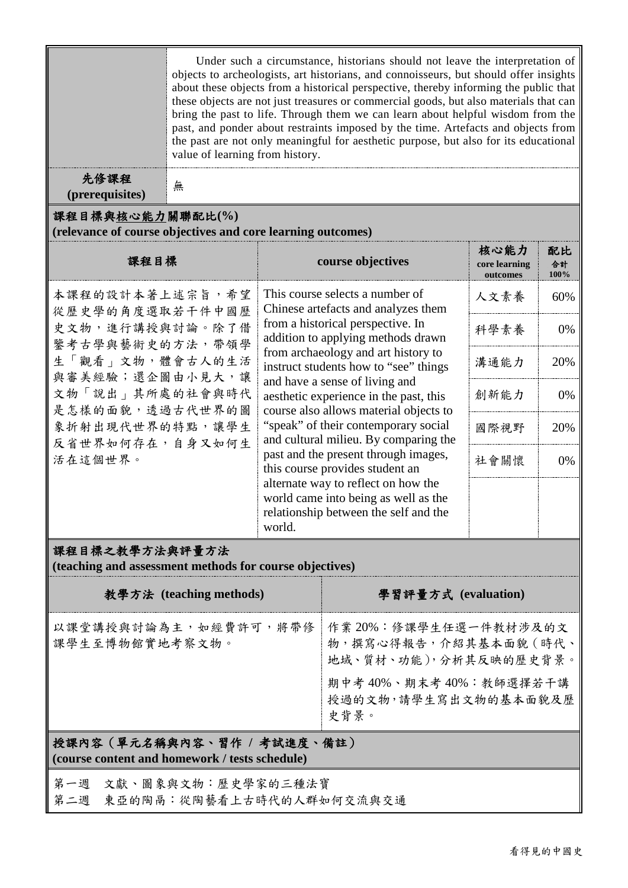| | |
|---|---|
| | Under such a circumstance, historians should not leave the interpretation of objects to archeologists, art historians, and connoisseurs, but should offer insights about these objects from a historical perspective, thereby informing the public that these objects are not just treasures or commercial goods, but also materials that can bring the past to life. Through them we can learn about helpful wisdom from the past, and ponder about restraints imposed by the time. Artefacts and objects from the past are not only meaningful for aesthetic purpose, but also for its educational value of learning from history. |
| **先修課程 (prerequisites)** | 無 |

**課程目標與核心能力關聯配比(%)**
**(relevance of course objectives and core learning outcomes)**

| 課程目標 | course objectives | 核心能力 core learning outcomes | 配比 合計 100% |
|---|---|---|---|
| 本課程的設計本著上述宗旨，希望從歷史學的角度選取若干件中國歷史文物，進行講授與討論。除了借鑑考古學與藝術史的方法，帶領學生「觀看」文物，體會古人的生活與審美經驗；還企圖由小見大，讓文物「說出」其所處的社會與時代是怎樣的面貌，透過古代世界的圖象折射出現代世界的特點，讓學生反省世界如何存在，自身又如何生活在這個世界。 | This course selects a number of Chinese artefacts and analyzes them from a historical perspective. In addition to applying methods drawn from archaeology and art history to instruct students how to "see" things and have a sense of living and aesthetic experience in the past, this course also allows material objects to "speak" of their contemporary social and cultural milieu. By comparing the past and the present through images, this course provides student an alternate way to reflect on how the world came into being as well as the relationship between the self and the world. | 人文素養 | 60% |
| | | 科學素養 | 0% |
| | | 溝通能力 | 20% |
| | | 創新能力 | 0% |
| | | 國際視野 | 20% |
| | | 社會關懷 | 0% |
| | | | |

**課程目標之教學方法與評量方法**
**(teaching and assessment methods for course objectives)**

| 教學方法 (teaching methods) | 學習評量方式 (evaluation) |
|---|---|
| 以課堂講授與討論為主，如經費許可，將帶修課學生至博物館實地考察文物。 | 作業 20%：修課學生任選一件教材涉及的文物，撰寫心得報告，介紹其基本面貌（時代、地域、質材、功能），分析其反映的歷史背景。<br><br>期中考 40%、期末考 40%：教師選擇若干講授過的文物，請學生寫出文物的基本面貌及歷史背景。 |

**授課內容（單元名稱與內容、習作 / 考試進度、備註）**
**(course content and homework / tests schedule)**

第一週　文獻、圖象與文物：歷史學家的三種法寶
第二週　東亞的陶鬲：從陶藝看上古時代的人群如何交流與交通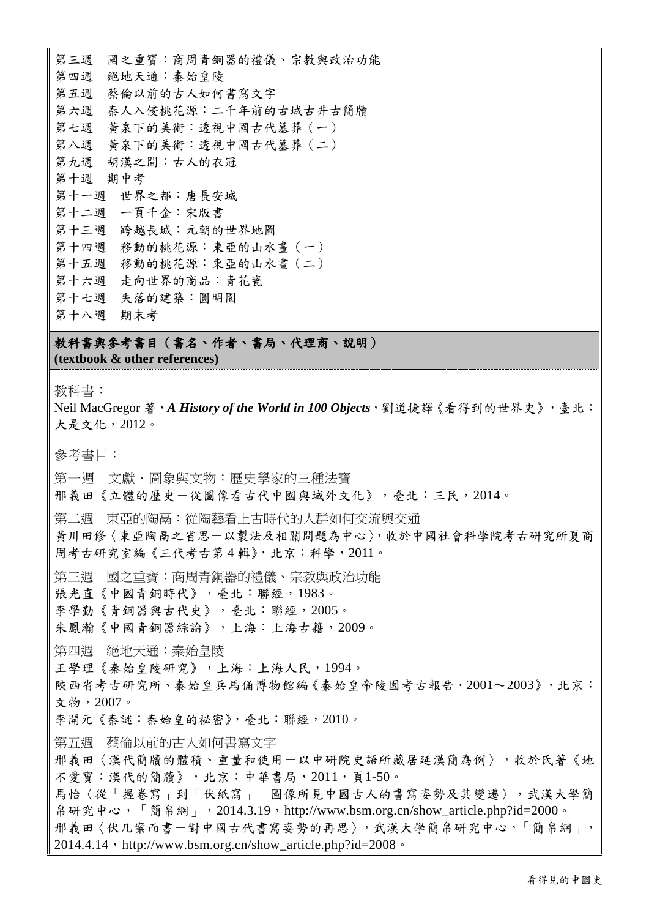第三週　國之重寶：商周青銅器的禮儀、宗教與政治功能
第四週　絕地天通：秦始皇陵
第五週　蔡倫以前的古人如何書寫文字
第六週　秦人入侵桃花源：二千年前的古城古井古簡牘
第七週　黃泉下的美術：透視中國古代墓葬（一）
第八週　黃泉下的美術：透視中國古代墓葬（二）
第九週　胡漢之間：古人的衣冠
第十週　期中考
第十一週　世界之都：唐長安城
第十二週　一頁千金：宋版書
第十三週　跨越長城：元朝的世界地圖
第十四週　移動的桃花源：東亞的山水畫（一）
第十五週　移動的桃花源：東亞的山水畫（二）
第十六週　走向世界的商品：青花瓷
第十七週　失落的建築：圓明園
第十八週　期末考

## 教科書與參考書目（書名、作者、書局、代理商、說明）
**(textbook & other references)**

教科書：

Neil MacGregor 著，***A History of the World in 100 Objects***，劉道捷譯《看得到的世界史》，臺北：大是文化，2012。

參考書目：

第一週　文獻、圖象與文物：歷史學家的三種法寶
邢義田《立體的歷史－從圖像看古代中國與域外文化》，臺北：三民，2014。

第二週　東亞的陶鬲：從陶藝看上古時代的人群如何交流與交通
黄川田修〈東亞陶鬲之省思－以製法及相關問題為中心〉，收於中國社會科學院考古研究所夏商周考古研究室編《三代考古第 4 輯》，北京：科學，2011。

第三週　國之重寶：商周青銅器的禮儀、宗教與政治功能
張光直《中國青銅時代》，臺北：聯經，1983。
李學勤《青銅器與古代史》，臺北：聯經，2005。
朱鳳瀚《中國青銅器綜論》，上海：上海古籍，2009。

第四週　絕地天通：秦始皇陵
王學理《秦始皇陵研究》，上海：上海人民，1994。
陝西省考古研究所、秦始皇兵馬俑博物館編《秦始皇帝陵園考古報告．2001～2003》，北京：文物，2007。
李開元《秦謎：秦始皇的祕密》，臺北：聯經，2010。

第五週　蔡倫以前的古人如何書寫文字
邢義田〈漢代簡牘的體積、重量和使用－以中研院史語所藏居延漢簡為例〉，收於氏著《地不愛寶：漢代的簡牘》，北京：中華書局，2011，頁1-50。
馬怡〈從「握卷寫」到「伏紙寫」－圖像所見中國古人的書寫姿勢及其變遷〉，武漢大學簡帛研究中心，「簡帛網」，2014.3.19，http://www.bsm.org.cn/show_article.php?id=2000。
邢義田〈伏几案而書－對中國古代書寫姿勢的再思〉，武漢大學簡帛研究中心，「簡帛網」，2014.4.14，http://www.bsm.org.cn/show_article.php?id=2008。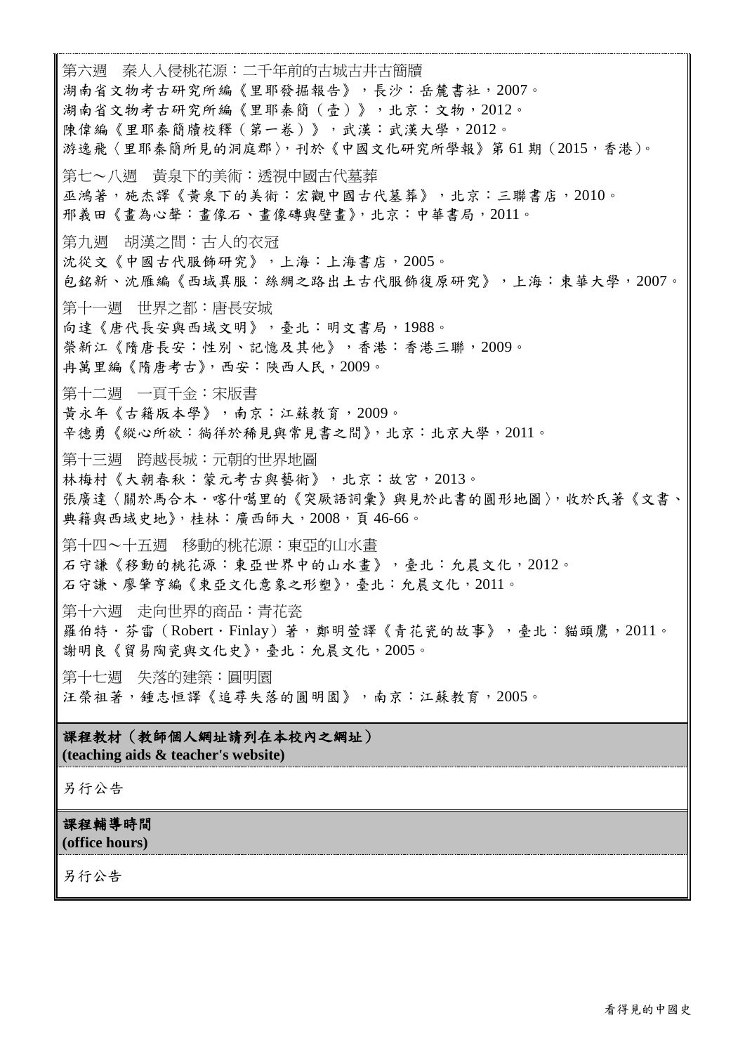第六週　秦人入侵桃花源：二千年前的古城古井古簡牘
湖南省文物考古研究所編《里耶發掘報告》，長沙：岳麓書社，2007。
湖南省文物考古研究所編《里耶秦簡（壹）》，北京：文物，2012。
陳偉編《里耶秦簡牘校釋（第一卷）》，武漢：武漢大學，2012。
游逸飛〈里耶秦簡所見的洞庭郡〉，刊於《中國文化研究所學報》第 61 期（2015，香港）。

第七～八週　黃泉下的美術：透視中國古代墓葬
巫鴻著，施杰譯《黃泉下的美術：宏觀中國古代墓葬》，北京：三聯書店，2010。
邢義田《畫為心聲：畫像石、畫像磚與壁畫》，北京：中華書局，2011。

第九週　胡漢之間：古人的衣冠
沈從文《中國古代服飾研究》，上海：上海書店，2005。
包銘新、沈雁編《西域異服：絲綢之路出土古代服飾復原研究》，上海：東華大學，2007。

第十一週　世界之都：唐長安城
向達《唐代長安與西域文明》，臺北：明文書局，1988。
榮新江《隋唐長安：性別、記憶及其他》，香港：香港三聯，2009。
冉萬里編《隋唐考古》，西安：陝西人民，2009。

第十二週　一頁千金：宋版書
黃永年《古籍版本學》，南京：江蘇教育，2009。
辛德勇《縱心所欲：徜徉於稀見與常見書之間》，北京：北京大學，2011。

第十三週　跨越長城：元朝的世界地圖
林梅村《大朝春秋：蒙元考古與藝術》，北京：故宮，2013。
張廣達〈關於馬合木・喀什噶里的《突厥語詞彙》與見於此書的圓形地圖〉，收於氏著《文書、典籍與西域史地》，桂林：廣西師大，2008，頁 46-66。

第十四～十五週　移動的桃花源：東亞的山水畫
石守謙《移動的桃花源：東亞世界中的山水畫》，臺北：允晨文化，2012。
石守謙、廖肇亨編《東亞文化意象之形塑》，臺北：允晨文化，2011。

第十六週　走向世界的商品：青花瓷
羅伯特・芬雷（Robert・Finlay）著，鄭明萱譯《青花瓷的故事》，臺北：貓頭鷹，2011。
謝明良《貿易陶瓷與文化史》，臺北：允晨文化，2005。

第十七週　失落的建築：圓明園
汪榮祖著，鍾志恒譯《追尋失落的圓明園》，南京：江蘇教育，2005。

**課程教材（教師個人網址請列在本校內之網址）**
**(teaching aids & teacher's website)**

另行公告

**課程輔導時間**
**(office hours)**

另行公告